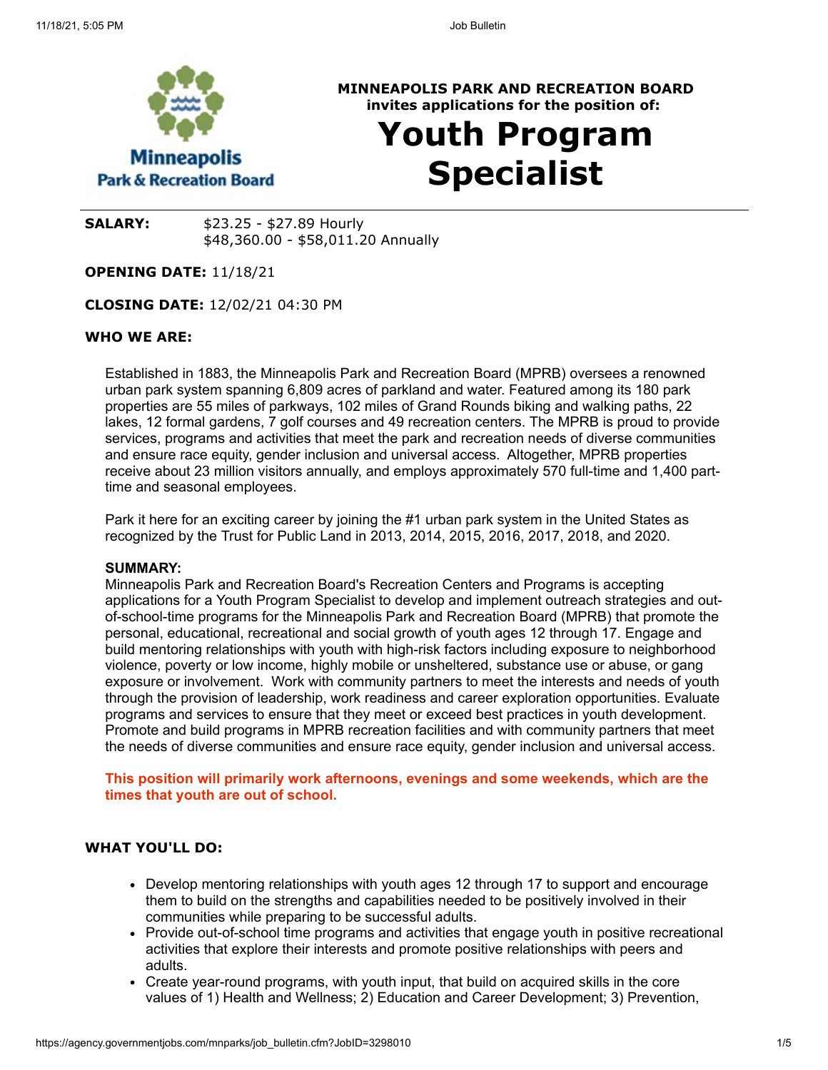**MINNEAPOLIS PARK AND RECREATION BOARD**
**invites applications for the position of:**

# Youth Program Specialist

**SALARY:** $23.25 - $27.89 Hourly
$48,360.00 - $58,011.20 Annually

**OPENING DATE:** 11/18/21

**CLOSING DATE:** 12/02/21 04:30 PM

**WHO WE ARE:**

Established in 1883, the Minneapolis Park and Recreation Board (MPRB) oversees a renowned urban park system spanning 6,809 acres of parkland and water. Featured among its 180 park properties are 55 miles of parkways, 102 miles of Grand Rounds biking and walking paths, 22 lakes, 12 formal gardens, 7 golf courses and 49 recreation centers. The MPRB is proud to provide services, programs and activities that meet the park and recreation needs of diverse communities and ensure race equity, gender inclusion and universal access. Altogether, MPRB properties receive about 23 million visitors annually, and employs approximately 570 full-time and 1,400 part-time and seasonal employees.

Park it here for an exciting career by joining the #1 urban park system in the United States as recognized by the Trust for Public Land in 2013, 2014, 2015, 2016, 2017, 2018, and 2020.

**SUMMARY:**
Minneapolis Park and Recreation Board's Recreation Centers and Programs is accepting applications for a Youth Program Specialist to develop and implement outreach strategies and out-of-school-time programs for the Minneapolis Park and Recreation Board (MPRB) that promote the personal, educational, recreational and social growth of youth ages 12 through 17. Engage and build mentoring relationships with youth with high-risk factors including exposure to neighborhood violence, poverty or low income, highly mobile or unsheltered, substance use or abuse, or gang exposure or involvement. Work with community partners to meet the interests and needs of youth through the provision of leadership, work readiness and career exploration opportunities. Evaluate programs and services to ensure that they meet or exceed best practices in youth development. Promote and build programs in MPRB recreation facilities and with community partners that meet the needs of diverse communities and ensure race equity, gender inclusion and universal access.

**This position will primarily work afternoons, evenings and some weekends, which are the times that youth are out of school.**

**WHAT YOU'LL DO:**

- Develop mentoring relationships with youth ages 12 through 17 to support and encourage them to build on the strengths and capabilities needed to be positively involved in their communities while preparing to be successful adults.
- Provide out-of-school time programs and activities that engage youth in positive recreational activities that explore their interests and promote positive relationships with peers and adults.
- Create year-round programs, with youth input, that build on acquired skills in the core values of 1) Health and Wellness; 2) Education and Career Development; 3) Prevention,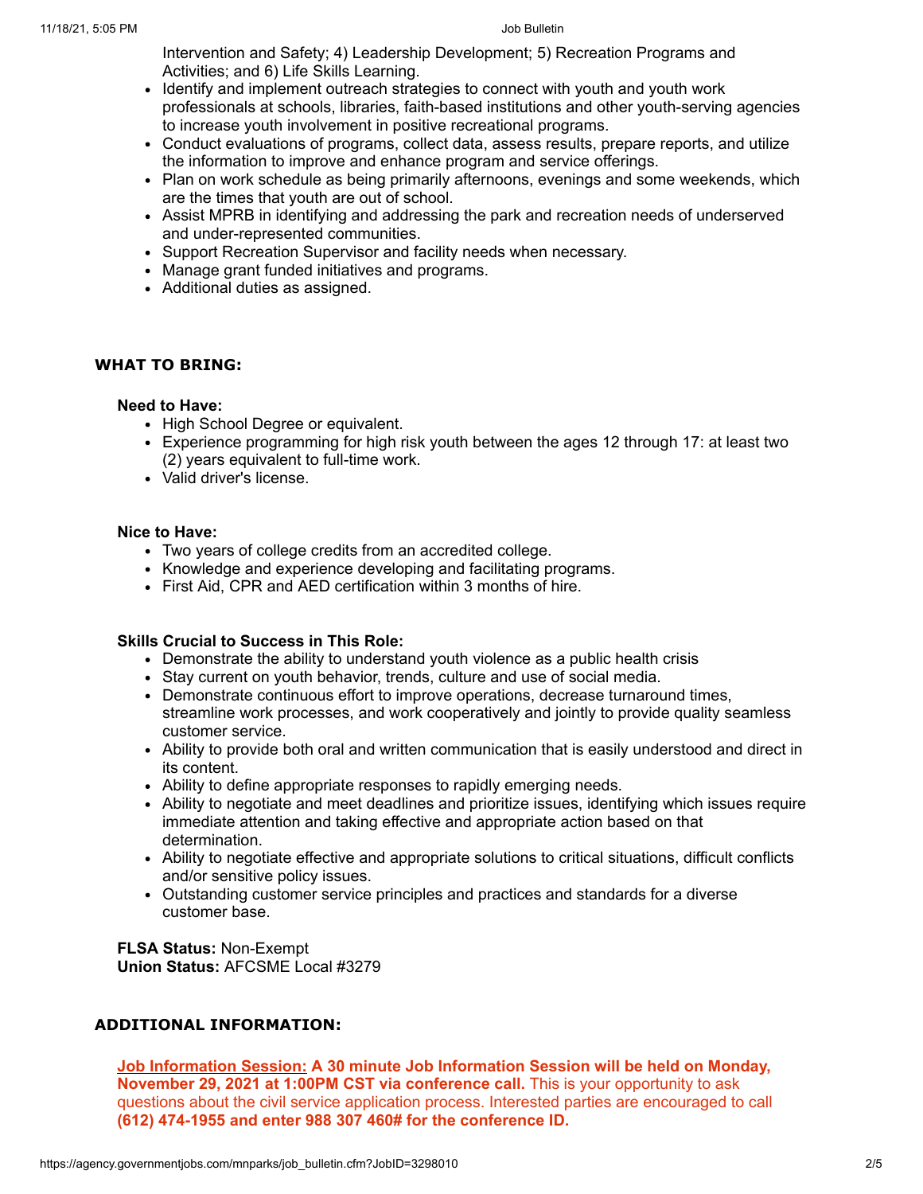Intervention and Safety; 4) Leadership Development; 5) Recreation Programs and Activities; and 6) Life Skills Learning.

- Identify and implement outreach strategies to connect with youth and youth work professionals at schools, libraries, faith-based institutions and other youth-serving agencies to increase youth involvement in positive recreational programs.
- Conduct evaluations of programs, collect data, assess results, prepare reports, and utilize the information to improve and enhance program and service offerings.
- Plan on work schedule as being primarily afternoons, evenings and some weekends, which are the times that youth are out of school.
- Assist MPRB in identifying and addressing the park and recreation needs of underserved and under-represented communities.
- Support Recreation Supervisor and facility needs when necessary.
- Manage grant funded initiatives and programs.
- Additional duties as assigned.

## WHAT TO BRING:

**Need to Have:**

- High School Degree or equivalent.
- Experience programming for high risk youth between the ages 12 through 17: at least two (2) years equivalent to full-time work.
- Valid driver's license.

**Nice to Have:**

- Two years of college credits from an accredited college.
- Knowledge and experience developing and facilitating programs.
- First Aid, CPR and AED certification within 3 months of hire.

**Skills Crucial to Success in This Role:**

- Demonstrate the ability to understand youth violence as a public health crisis
- Stay current on youth behavior, trends, culture and use of social media.
- Demonstrate continuous effort to improve operations, decrease turnaround times, streamline work processes, and work cooperatively and jointly to provide quality seamless customer service.
- Ability to provide both oral and written communication that is easily understood and direct in its content.
- Ability to define appropriate responses to rapidly emerging needs.
- Ability to negotiate and meet deadlines and prioritize issues, identifying which issues require immediate attention and taking effective and appropriate action based on that determination.
- Ability to negotiate effective and appropriate solutions to critical situations, difficult conflicts and/or sensitive policy issues.
- Outstanding customer service principles and practices and standards for a diverse customer base.

**FLSA Status:** Non-Exempt
**Union Status:** AFCSME Local #3279

## ADDITIONAL INFORMATION:

**Job Information Session: A 30 minute Job Information Session will be held on Monday, November 29, 2021 at 1:00PM CST via conference call.** This is your opportunity to ask questions about the civil service application process. Interested parties are encouraged to call **(612) 474-1955 and enter 988 307 460# for the conference ID.**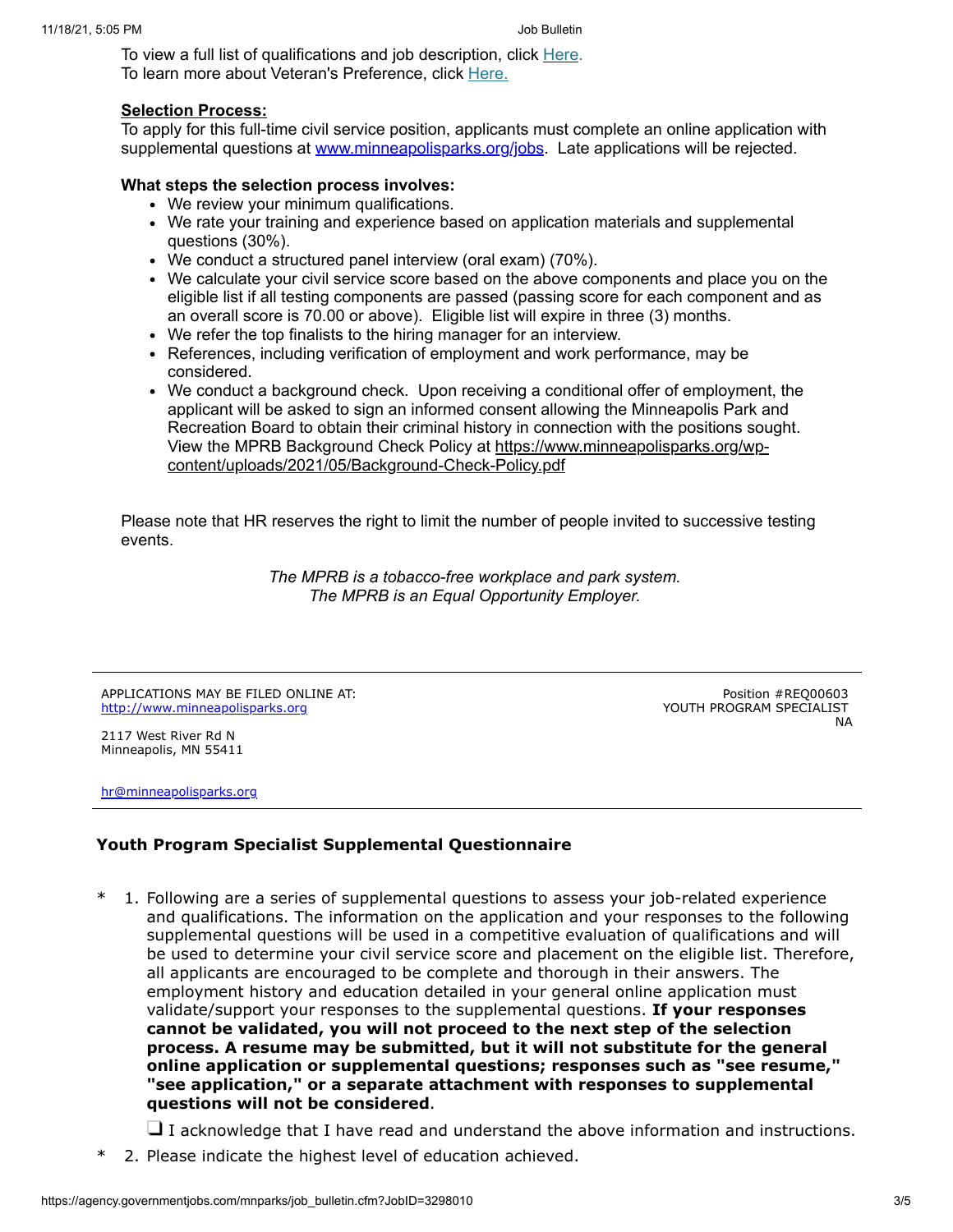To view a full list of qualifications and job description, click Here.
To learn more about Veteran's Preference, click Here.

**Selection Process:**
To apply for this full-time civil service position, applicants must complete an online application with supplemental questions at www.minneapolisparks.org/jobs. Late applications will be rejected.

**What steps the selection process involves:**

- We review your minimum qualifications.
- We rate your training and experience based on application materials and supplemental questions (30%).
- We conduct a structured panel interview (oral exam) (70%).
- We calculate your civil service score based on the above components and place you on the eligible list if all testing components are passed (passing score for each component and as an overall score is 70.00 or above). Eligible list will expire in three (3) months.
- We refer the top finalists to the hiring manager for an interview.
- References, including verification of employment and work performance, may be considered.
- We conduct a background check. Upon receiving a conditional offer of employment, the applicant will be asked to sign an informed consent allowing the Minneapolis Park and Recreation Board to obtain their criminal history in connection with the positions sought. View the MPRB Background Check Policy at https://www.minneapolisparks.org/wp-content/uploads/2021/05/Background-Check-Policy.pdf

Please note that HR reserves the right to limit the number of people invited to successive testing events.

*The MPRB is a tobacco-free workplace and park system.*
*The MPRB is an Equal Opportunity Employer.*

---

APPLICATIONS MAY BE FILED ONLINE AT:
http://www.minneapolisparks.org

2117 West River Rd N
Minneapolis, MN 55411

hr@minneapolisparks.org

Position #REQ00603
YOUTH PROGRAM SPECIALIST
NA

---

## Youth Program Specialist Supplemental Questionnaire

\* 1. Following are a series of supplemental questions to assess your job-related experience and qualifications. The information on the application and your responses to the following supplemental questions will be used in a competitive evaluation of qualifications and will be used to determine your civil service score and placement on the eligible list. Therefore, all applicants are encouraged to be complete and thorough in their answers. The employment history and education detailed in your general online application must validate/support your responses to the supplemental questions. **If your responses cannot be validated, you will not proceed to the next step of the selection process. A resume may be submitted, but it will not substitute for the general online application or supplemental questions; responses such as "see resume," "see application," or a separate attachment with responses to supplemental questions will not be considered**.

❏ I acknowledge that I have read and understand the above information and instructions.

\* 2. Please indicate the highest level of education achieved.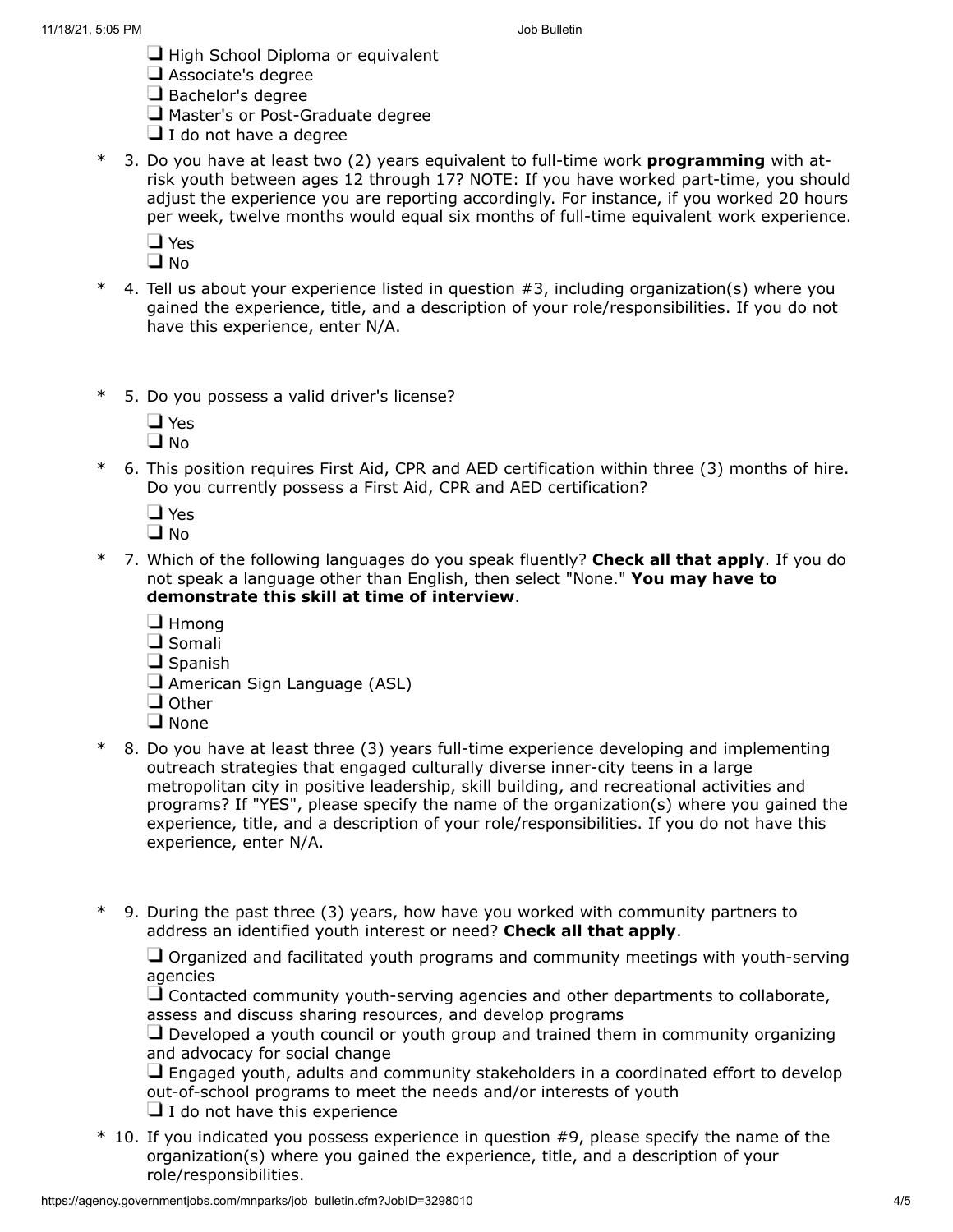- ❑ High School Diploma or equivalent
- ❑ Associate's degree
- ❑ Bachelor's degree
- ❑ Master's or Post-Graduate degree
- ❑ I do not have a degree

\* 3. Do you have at least two (2) years equivalent to full-time work **programming** with at-risk youth between ages 12 through 17? NOTE: If you have worked part-time, you should adjust the experience you are reporting accordingly. For instance, if you worked 20 hours per week, twelve months would equal six months of full-time equivalent work experience.

- ❑ Yes
- ❑ No

\* 4. Tell us about your experience listed in question #3, including organization(s) where you gained the experience, title, and a description of your role/responsibilities. If you do not have this experience, enter N/A.

\* 5. Do you possess a valid driver's license?

- ❑ Yes
- ❑ No

\* 6. This position requires First Aid, CPR and AED certification within three (3) months of hire. Do you currently possess a First Aid, CPR and AED certification?

- ❑ Yes
- ❑ No

\* 7. Which of the following languages do you speak fluently? **Check all that apply**. If you do not speak a language other than English, then select "None." **You may have to demonstrate this skill at time of interview**.

- ❑ Hmong
- ❑ Somali
- ❑ Spanish
- ❑ American Sign Language (ASL)
- ❑ Other
- ❑ None

\* 8. Do you have at least three (3) years full-time experience developing and implementing outreach strategies that engaged culturally diverse inner-city teens in a large metropolitan city in positive leadership, skill building, and recreational activities and programs? If "YES", please specify the name of the organization(s) where you gained the experience, title, and a description of your role/responsibilities. If you do not have this experience, enter N/A.

\* 9. During the past three (3) years, how have you worked with community partners to address an identified youth interest or need? **Check all that apply**.

- ❑ Organized and facilitated youth programs and community meetings with youth-serving agencies
- ❑ Contacted community youth-serving agencies and other departments to collaborate, assess and discuss sharing resources, and develop programs
- ❑ Developed a youth council or youth group and trained them in community organizing and advocacy for social change
- ❑ Engaged youth, adults and community stakeholders in a coordinated effort to develop out-of-school programs to meet the needs and/or interests of youth
- ❑ I do not have this experience

\* 10. If you indicated you possess experience in question #9, please specify the name of the organization(s) where you gained the experience, title, and a description of your role/responsibilities.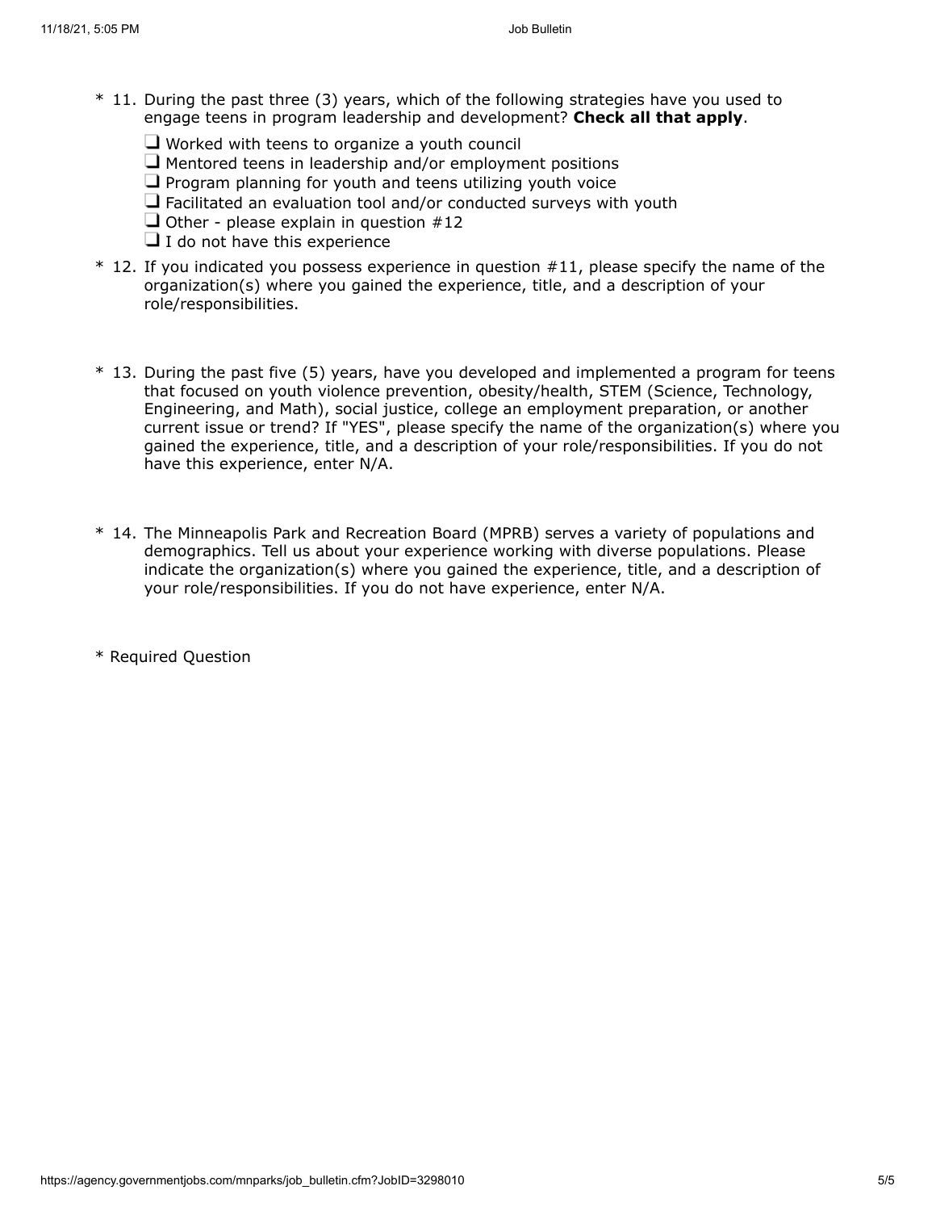\* 11. During the past three (3) years, which of the following strategies have you used to engage teens in program leadership and development? **Check all that apply**.

- ❑ Worked with teens to organize a youth council
- ❑ Mentored teens in leadership and/or employment positions
- ❑ Program planning for youth and teens utilizing youth voice
- ❑ Facilitated an evaluation tool and/or conducted surveys with youth
- ❑ Other - please explain in question #12
- ❑ I do not have this experience

\* 12. If you indicated you possess experience in question #11, please specify the name of the organization(s) where you gained the experience, title, and a description of your role/responsibilities.

\* 13. During the past five (5) years, have you developed and implemented a program for teens that focused on youth violence prevention, obesity/health, STEM (Science, Technology, Engineering, and Math), social justice, college an employment preparation, or another current issue or trend? If "YES", please specify the name of the organization(s) where you gained the experience, title, and a description of your role/responsibilities. If you do not have this experience, enter N/A.

\* 14. The Minneapolis Park and Recreation Board (MPRB) serves a variety of populations and demographics. Tell us about your experience working with diverse populations. Please indicate the organization(s) where you gained the experience, title, and a description of your role/responsibilities. If you do not have experience, enter N/A.

\* Required Question